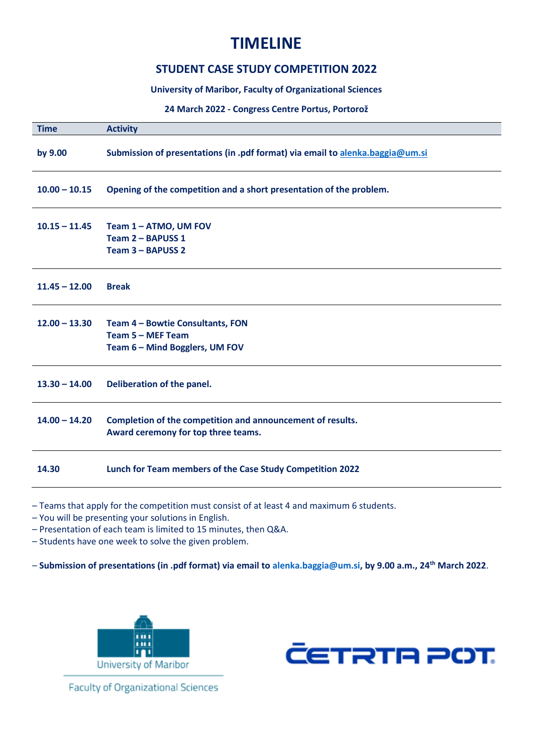# TIMELINE

## STUDENT CASE STUDY COMPETITION 2022

**University of Maribor, Faculty of Organizational Sciences**

**24 March 2022 - Congress Centre Portus, Portorož**

| Time | Activity |
|---|---|
| **by 9.00** | **Submission of presentations (in .pdf format) via email to alenka.baggia@um.si** |
| **10.00 – 10.15** | **Opening of the competition and a short presentation of the problem.** |
| **10.15 – 11.45** | **Team 1 – ATMO, UM FOV**<br>**Team 2 – BAPUSS 1**<br>**Team 3 – BAPUSS 2** |
| **11.45 – 12.00** | **Break** |
| **12.00 – 13.30** | **Team 4 – Bowtie Consultants, FON**<br>**Team 5 – MEF Team**<br>**Team 6 – Mind Bogglers, UM FOV** |
| **13.30 – 14.00** | **Deliberation of the panel.** |
| **14.00 – 14.20** | **Completion of the competition and announcement of results.**<br>**Award ceremony for top three teams.** |
| **14.30** | **Lunch for Team members of the Case Study Competition 2022** |

– Teams that apply for the competition must consist of at least 4 and maximum 6 students.
– You will be presenting your solutions in English.
– Presentation of each team is limited to 15 minutes, then Q&A.
– Students have one week to solve the given problem.

– **Submission of presentations (in .pdf format) via email to alenka.baggia@um.si, by 9.00 a.m., 24th March 2022**.

University of Maribor

Faculty of Organizational Sciences

ČETRTA POT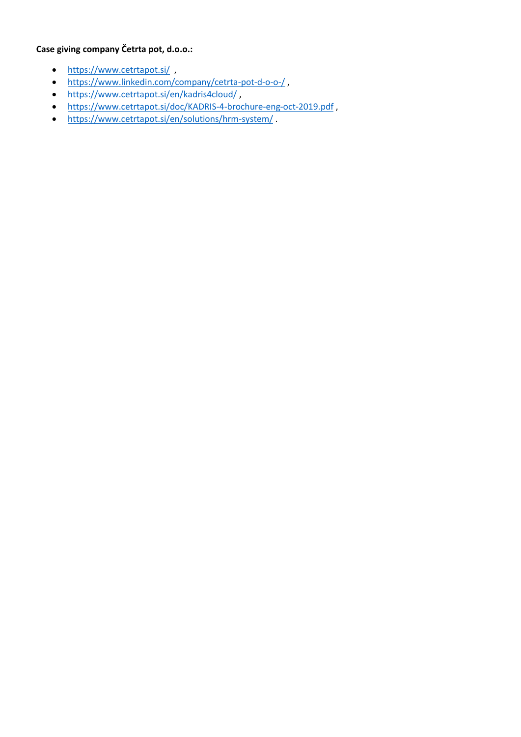**Case giving company Četrta pot, d.o.o.:**

- https://www.cetrtapot.si/ ,
- https://www.linkedin.com/company/cetrta-pot-d-o-o-/ ,
- https://www.cetrtapot.si/en/kadris4cloud/ ,
- https://www.cetrtapot.si/doc/KADRIS-4-brochure-eng-oct-2019.pdf ,
- https://www.cetrtapot.si/en/solutions/hrm-system/ .